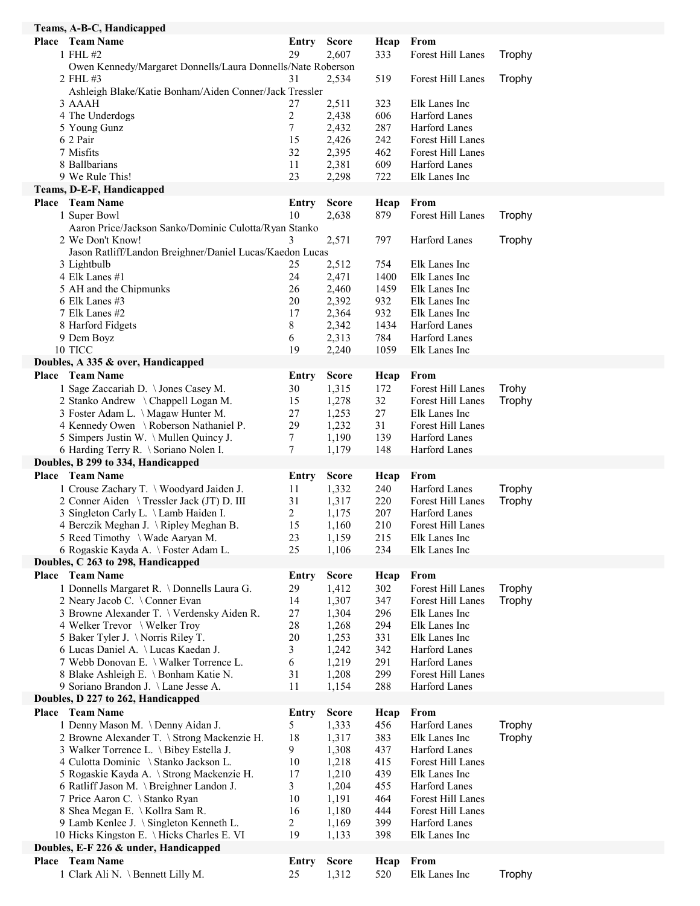## Teams, A-B-C, Handicapped

| Place | Team Name | Entry | Score | Hcap | From | |
|---|---|---|---|---|---|---|
| 1 | FHL #2 | 29 | 2,607 | 333 | Forest Hill Lanes | Trophy |
| | Owen Kennedy/Margaret Donnells/Laura Donnells/Nate Roberson | | | | | |
| 2 | FHL #3 | 31 | 2,534 | 519 | Forest Hill Lanes | Trophy |
| | Ashleigh Blake/Katie Bonham/Aiden Conner/Jack Tressler | | | | | |
| 3 | AAAH | 27 | 2,511 | 323 | Elk Lanes Inc | |
| 4 | The Underdogs | 2 | 2,438 | 606 | Harford Lanes | |
| 5 | Young Gunz | 7 | 2,432 | 287 | Harford Lanes | |
| 6 | 2 Pair | 15 | 2,426 | 242 | Forest Hill Lanes | |
| 7 | Misfits | 32 | 2,395 | 462 | Forest Hill Lanes | |
| 8 | Ballbarians | 11 | 2,381 | 609 | Harford Lanes | |
| 9 | We Rule This! | 23 | 2,298 | 722 | Elk Lanes Inc | |

## Teams, D-E-F, Handicapped

| Place | Team Name | Entry | Score | Hcap | From | |
|---|---|---|---|---|---|---|
| 1 | Super Bowl | 10 | 2,638 | 879 | Forest Hill Lanes | Trophy |
| | Aaron Price/Jackson Sanko/Dominic Culotta/Ryan Stanko | | | | | |
| 2 | We Don't Know! | 3 | 2,571 | 797 | Harford Lanes | Trophy |
| | Jason Ratliff/Landon Breighner/Daniel Lucas/Kaedon Lucas | | | | | |
| 3 | Lightbulb | 25 | 2,512 | 754 | Elk Lanes Inc | |
| 4 | Elk Lanes #1 | 24 | 2,471 | 1400 | Elk Lanes Inc | |
| 5 | AH and the Chipmunks | 26 | 2,460 | 1459 | Elk Lanes Inc | |
| 6 | Elk Lanes #3 | 20 | 2,392 | 932 | Elk Lanes Inc | |
| 7 | Elk Lanes #2 | 17 | 2,364 | 932 | Elk Lanes Inc | |
| 8 | Harford Fidgets | 8 | 2,342 | 1434 | Harford Lanes | |
| 9 | Dem Boyz | 6 | 2,313 | 784 | Harford Lanes | |
| 10 | TICC | 19 | 2,240 | 1059 | Elk Lanes Inc | |

## Doubles, A 335 & over, Handicapped

| Place | Team Name | Entry | Score | Hcap | From | |
|---|---|---|---|---|---|---|
| 1 | Sage Zaccariah D. \ Jones Casey M. | 30 | 1,315 | 172 | Forest Hill Lanes | Trohy |
| 2 | Stanko Andrew \ Chappell Logan M. | 15 | 1,278 | 32 | Forest Hill Lanes | Trophy |
| 3 | Foster Adam L. \ Magaw Hunter M. | 27 | 1,253 | 27 | Elk Lanes Inc | |
| 4 | Kennedy Owen \ Roberson Nathaniel P. | 29 | 1,232 | 31 | Forest Hill Lanes | |
| 5 | Simpers Justin W. \ Mullen Quincy J. | 7 | 1,190 | 139 | Harford Lanes | |
| 6 | Harding Terry R. \ Soriano Nolen I. | 7 | 1,179 | 148 | Harford Lanes | |

## Doubles, B 299 to 334, Handicapped

| Place | Team Name | Entry | Score | Hcap | From | |
|---|---|---|---|---|---|---|
| 1 | Crouse Zachary T. \ Woodyard Jaiden J. | 11 | 1,332 | 240 | Harford Lanes | Trophy |
| 2 | Conner Aiden \ Tressler Jack (JT) D. III | 31 | 1,317 | 220 | Forest Hill Lanes | Trophy |
| 3 | Singleton Carly L. \ Lamb Haiden I. | 2 | 1,175 | 207 | Harford Lanes | |
| 4 | Berczik Meghan J. \ Ripley Meghan B. | 15 | 1,160 | 210 | Forest Hill Lanes | |
| 5 | Reed Timothy \ Wade Aaryan M. | 23 | 1,159 | 215 | Elk Lanes Inc | |
| 6 | Rogaskie Kayda A. \ Foster Adam L. | 25 | 1,106 | 234 | Elk Lanes Inc | |

## Doubles, C 263 to 298, Handicapped

| Place | Team Name | Entry | Score | Hcap | From | |
|---|---|---|---|---|---|---|
| 1 | Donnells Margaret R. \ Donnells Laura G. | 29 | 1,412 | 302 | Forest Hill Lanes | Trophy |
| 2 | Neary Jacob C. \ Conner Evan | 14 | 1,307 | 347 | Forest Hill Lanes | Trophy |
| 3 | Browne Alexander T. \ Verdensky Aiden R. | 27 | 1,304 | 296 | Elk Lanes Inc | |
| 4 | Welker Trevor \ Welker Troy | 28 | 1,268 | 294 | Elk Lanes Inc | |
| 5 | Baker Tyler J. \ Norris Riley T. | 20 | 1,253 | 331 | Elk Lanes Inc | |
| 6 | Lucas Daniel A. \ Lucas Kaedan J. | 3 | 1,242 | 342 | Harford Lanes | |
| 7 | Webb Donovan E. \ Walker Torrence L. | 6 | 1,219 | 291 | Harford Lanes | |
| 8 | Blake Ashleigh E. \ Bonham Katie N. | 31 | 1,208 | 299 | Forest Hill Lanes | |
| 9 | Soriano Brandon J. \ Lane Jesse A. | 11 | 1,154 | 288 | Harford Lanes | |

## Doubles, D 227 to 262, Handicapped

| Place | Team Name | Entry | Score | Hcap | From | |
|---|---|---|---|---|---|---|
| 1 | Denny Mason M. \ Denny Aidan J. | 5 | 1,333 | 456 | Harford Lanes | Trophy |
| 2 | Browne Alexander T. \ Strong Mackenzie H. | 18 | 1,317 | 383 | Elk Lanes Inc | Trophy |
| 3 | Walker Torrence L. \ Bibey Estella J. | 9 | 1,308 | 437 | Harford Lanes | |
| 4 | Culotta Dominic \ Stanko Jackson L. | 10 | 1,218 | 415 | Forest Hill Lanes | |
| 5 | Rogaskie Kayda A. \ Strong Mackenzie H. | 17 | 1,210 | 439 | Elk Lanes Inc | |
| 6 | Ratliff Jason M. \ Breighner Landon J. | 3 | 1,204 | 455 | Harford Lanes | |
| 7 | Price Aaron C. \ Stanko Ryan | 10 | 1,191 | 464 | Forest Hill Lanes | |
| 8 | Shea Megan E. \ Kollra Sam R. | 16 | 1,180 | 444 | Forest Hill Lanes | |
| 9 | Lamb Kenlee J. \ Singleton Kenneth L. | 2 | 1,169 | 399 | Harford Lanes | |
| 10 | Hicks Kingston E. \ Hicks Charles E. VI | 19 | 1,133 | 398 | Elk Lanes Inc | |

## Doubles, E-F 226 & under, Handicapped

| Place | Team Name | Entry | Score | Hcap | From | |
|---|---|---|---|---|---|---|
| 1 | Clark Ali N. \ Bennett Lilly M. | 25 | 1,312 | 520 | Elk Lanes Inc | Trophy |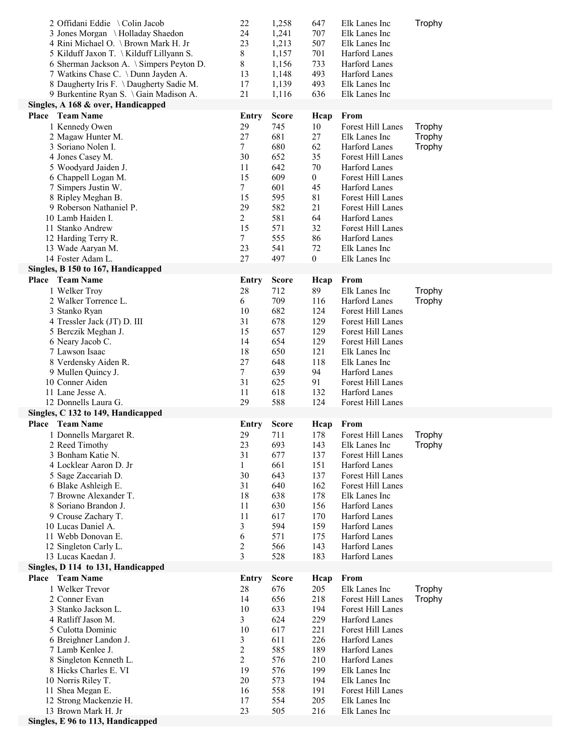| Place | Team Name | Entry | Score | Hcap | From | |
|---|---|---|---|---|---|---|
| 2 | Offidani Eddie \ Colin Jacob | 22 | 1,258 | 647 | Elk Lanes Inc | Trophy |
| 3 | Jones Morgan \ Holladay Shaedon | 24 | 1,241 | 707 | Elk Lanes Inc | |
| 4 | Rini Michael O. \ Brown Mark H. Jr | 23 | 1,213 | 507 | Elk Lanes Inc | |
| 5 | Kilduff Jaxon T. \ Kilduff Lillyann S. | 8 | 1,157 | 701 | Harford Lanes | |
| 6 | Sherman Jackson A. \ Simpers Peyton D. | 8 | 1,156 | 733 | Harford Lanes | |
| 7 | Watkins Chase C. \ Dunn Jayden A. | 13 | 1,148 | 493 | Harford Lanes | |
| 8 | Daugherty Iris F. \ Daugherty Sadie M. | 17 | 1,139 | 493 | Elk Lanes Inc | |
| 9 | Burkentine Ryan S. \ Gain Madison A. | 21 | 1,116 | 636 | Elk Lanes Inc | |

**Singles, A 168 & over, Handicapped**

| Place | Team Name | Entry | Score | Hcap | From | |
|---|---|---|---|---|---|---|
| 1 | Kennedy Owen | 29 | 745 | 10 | Forest Hill Lanes | Trophy |
| 2 | Magaw Hunter M. | 27 | 681 | 27 | Elk Lanes Inc | Trophy |
| 3 | Soriano Nolen I. | 7 | 680 | 62 | Harford Lanes | Trophy |
| 4 | Jones Casey M. | 30 | 652 | 35 | Forest Hill Lanes | |
| 5 | Woodyard Jaiden J. | 11 | 642 | 70 | Harford Lanes | |
| 6 | Chappell Logan M. | 15 | 609 | 0 | Forest Hill Lanes | |
| 7 | Simpers Justin W. | 7 | 601 | 45 | Harford Lanes | |
| 8 | Ripley Meghan B. | 15 | 595 | 81 | Forest Hill Lanes | |
| 9 | Roberson Nathaniel P. | 29 | 582 | 21 | Forest Hill Lanes | |
| 10 | Lamb Haiden I. | 2 | 581 | 64 | Harford Lanes | |
| 11 | Stanko Andrew | 15 | 571 | 32 | Forest Hill Lanes | |
| 12 | Harding Terry R. | 7 | 555 | 86 | Harford Lanes | |
| 13 | Wade Aaryan M. | 23 | 541 | 72 | Elk Lanes Inc | |
| 14 | Foster Adam L. | 27 | 497 | 0 | Elk Lanes Inc | |

**Singles, B 150 to 167, Handicapped**

| Place | Team Name | Entry | Score | Hcap | From | |
|---|---|---|---|---|---|---|
| 1 | Welker Troy | 28 | 712 | 89 | Elk Lanes Inc | Trophy |
| 2 | Walker Torrence L. | 6 | 709 | 116 | Harford Lanes | Trophy |
| 3 | Stanko Ryan | 10 | 682 | 124 | Forest Hill Lanes | |
| 4 | Tressler Jack (JT) D. III | 31 | 678 | 129 | Forest Hill Lanes | |
| 5 | Berczik Meghan J. | 15 | 657 | 129 | Forest Hill Lanes | |
| 6 | Neary Jacob C. | 14 | 654 | 129 | Forest Hill Lanes | |
| 7 | Lawson Isaac | 18 | 650 | 121 | Elk Lanes Inc | |
| 8 | Verdensky Aiden R. | 27 | 648 | 118 | Elk Lanes Inc | |
| 9 | Mullen Quincy J. | 7 | 639 | 94 | Harford Lanes | |
| 10 | Conner Aiden | 31 | 625 | 91 | Forest Hill Lanes | |
| 11 | Lane Jesse A. | 11 | 618 | 132 | Harford Lanes | |
| 12 | Donnells Laura G. | 29 | 588 | 124 | Forest Hill Lanes | |

**Singles, C 132 to 149, Handicapped**

| Place | Team Name | Entry | Score | Hcap | From | |
|---|---|---|---|---|---|---|
| 1 | Donnells Margaret R. | 29 | 711 | 178 | Forest Hill Lanes | Trophy |
| 2 | Reed Timothy | 23 | 693 | 143 | Elk Lanes Inc | Trophy |
| 3 | Bonham Katie N. | 31 | 677 | 137 | Forest Hill Lanes | |
| 4 | Locklear Aaron D. Jr | 1 | 661 | 151 | Harford Lanes | |
| 5 | Sage Zaccariah D. | 30 | 643 | 137 | Forest Hill Lanes | |
| 6 | Blake Ashleigh E. | 31 | 640 | 162 | Forest Hill Lanes | |
| 7 | Browne Alexander T. | 18 | 638 | 178 | Elk Lanes Inc | |
| 8 | Soriano Brandon J. | 11 | 630 | 156 | Harford Lanes | |
| 9 | Crouse Zachary T. | 11 | 617 | 170 | Harford Lanes | |
| 10 | Lucas Daniel A. | 3 | 594 | 159 | Harford Lanes | |
| 11 | Webb Donovan E. | 6 | 571 | 175 | Harford Lanes | |
| 12 | Singleton Carly L. | 2 | 566 | 143 | Harford Lanes | |
| 13 | Lucas Kaedan J. | 3 | 528 | 183 | Harford Lanes | |

**Singles, D 114 to 131, Handicapped**

| Place | Team Name | Entry | Score | Hcap | From | |
|---|---|---|---|---|---|---|
| 1 | Welker Trevor | 28 | 676 | 205 | Elk Lanes Inc | Trophy |
| 2 | Conner Evan | 14 | 656 | 218 | Forest Hill Lanes | Trophy |
| 3 | Stanko Jackson L. | 10 | 633 | 194 | Forest Hill Lanes | |
| 4 | Ratliff Jason M. | 3 | 624 | 229 | Harford Lanes | |
| 5 | Culotta Dominic | 10 | 617 | 221 | Forest Hill Lanes | |
| 6 | Breighner Landon J. | 3 | 611 | 226 | Harford Lanes | |
| 7 | Lamb Kenlee J. | 2 | 585 | 189 | Harford Lanes | |
| 8 | Singleton Kenneth L. | 2 | 576 | 210 | Harford Lanes | |
| 8 | Hicks Charles E. VI | 19 | 576 | 199 | Elk Lanes Inc | |
| 10 | Norris Riley T. | 20 | 573 | 194 | Elk Lanes Inc | |
| 11 | Shea Megan E. | 16 | 558 | 191 | Forest Hill Lanes | |
| 12 | Strong Mackenzie H. | 17 | 554 | 205 | Elk Lanes Inc | |
| 13 | Brown Mark H. Jr | 23 | 505 | 216 | Elk Lanes Inc | |

**Singles, E 96 to 113, Handicapped**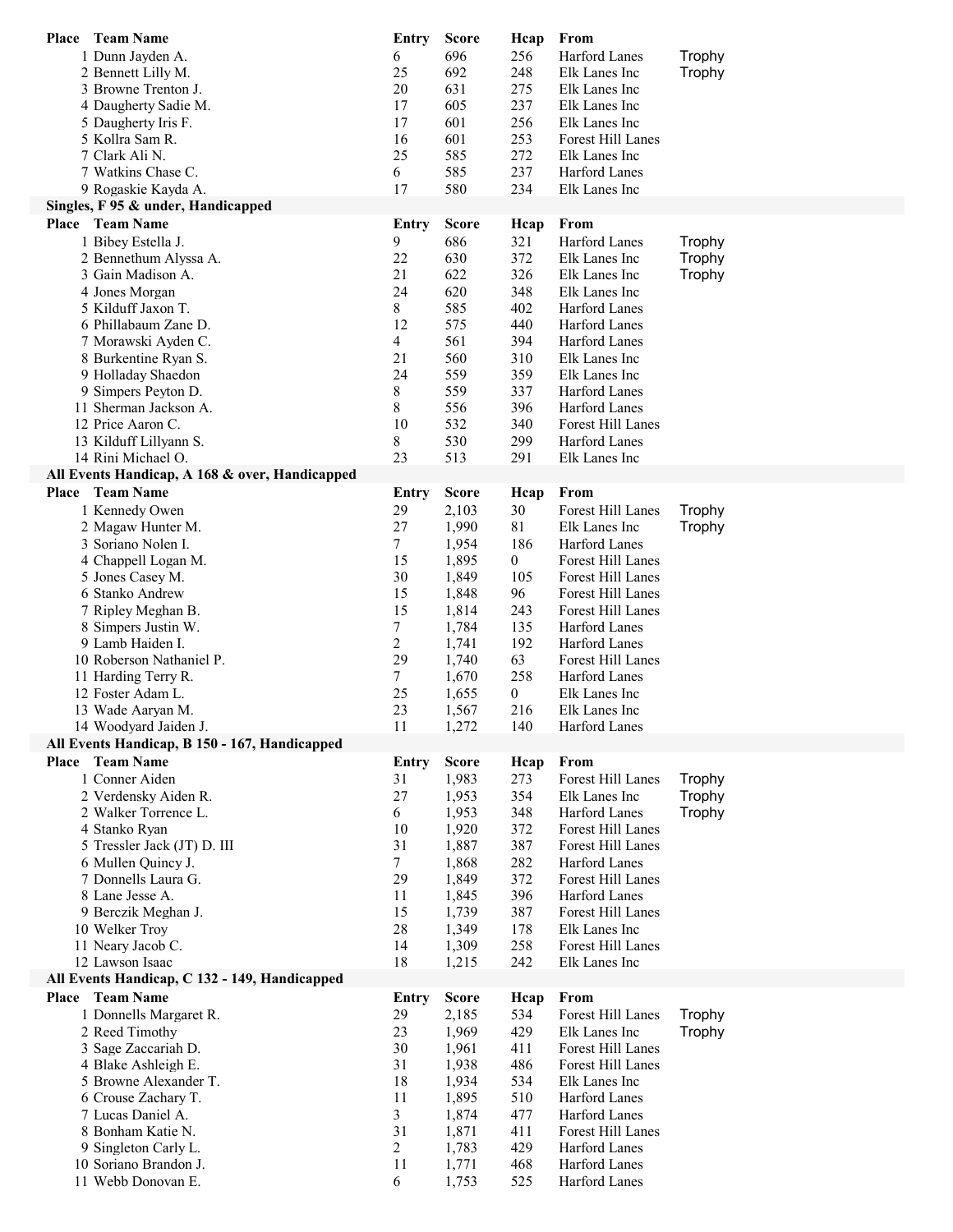| Place | Team Name | Entry | Score | Hcap | From | |
|---|---|---|---|---|---|---|
| 1 | Dunn Jayden A. | 6 | 696 | 256 | Harford Lanes | Trophy |
| 2 | Bennett Lilly M. | 25 | 692 | 248 | Elk Lanes Inc | Trophy |
| 3 | Browne Trenton J. | 20 | 631 | 275 | Elk Lanes Inc | |
| 4 | Daugherty Sadie M. | 17 | 605 | 237 | Elk Lanes Inc | |
| 5 | Daugherty Iris F. | 17 | 601 | 256 | Elk Lanes Inc | |
| 5 | Kollra Sam R. | 16 | 601 | 253 | Forest Hill Lanes | |
| 7 | Clark Ali N. | 25 | 585 | 272 | Elk Lanes Inc | |
| 7 | Watkins Chase C. | 6 | 585 | 237 | Harford Lanes | |
| 9 | Rogaskie Kayda A. | 17 | 580 | 234 | Elk Lanes Inc | |

**Singles, F 95 & under, Handicapped**

| Place | Team Name | Entry | Score | Hcap | From | |
|---|---|---|---|---|---|---|
| 1 | Bibey Estella J. | 9 | 686 | 321 | Harford Lanes | Trophy |
| 2 | Bennethum Alyssa A. | 22 | 630 | 372 | Elk Lanes Inc | Trophy |
| 3 | Gain Madison A. | 21 | 622 | 326 | Elk Lanes Inc | Trophy |
| 4 | Jones Morgan | 24 | 620 | 348 | Elk Lanes Inc | |
| 5 | Kilduff Jaxon T. | 8 | 585 | 402 | Harford Lanes | |
| 6 | Phillabaum Zane D. | 12 | 575 | 440 | Harford Lanes | |
| 7 | Morawski Ayden C. | 4 | 561 | 394 | Harford Lanes | |
| 8 | Burkentine Ryan S. | 21 | 560 | 310 | Elk Lanes Inc | |
| 9 | Holladay Shaedon | 24 | 559 | 359 | Elk Lanes Inc | |
| 9 | Simpers Peyton D. | 8 | 559 | 337 | Harford Lanes | |
| 11 | Sherman Jackson A. | 8 | 556 | 396 | Harford Lanes | |
| 12 | Price Aaron C. | 10 | 532 | 340 | Forest Hill Lanes | |
| 13 | Kilduff Lillyann S. | 8 | 530 | 299 | Harford Lanes | |
| 14 | Rini Michael O. | 23 | 513 | 291 | Elk Lanes Inc | |

**All Events Handicap, A 168 & over, Handicapped**

| Place | Team Name | Entry | Score | Hcap | From | |
|---|---|---|---|---|---|---|
| 1 | Kennedy Owen | 29 | 2,103 | 30 | Forest Hill Lanes | Trophy |
| 2 | Magaw Hunter M. | 27 | 1,990 | 81 | Elk Lanes Inc | Trophy |
| 3 | Soriano Nolen I. | 7 | 1,954 | 186 | Harford Lanes | |
| 4 | Chappell Logan M. | 15 | 1,895 | 0 | Forest Hill Lanes | |
| 5 | Jones Casey M. | 30 | 1,849 | 105 | Forest Hill Lanes | |
| 6 | Stanko Andrew | 15 | 1,848 | 96 | Forest Hill Lanes | |
| 7 | Ripley Meghan B. | 15 | 1,814 | 243 | Forest Hill Lanes | |
| 8 | Simpers Justin W. | 7 | 1,784 | 135 | Harford Lanes | |
| 9 | Lamb Haiden I. | 2 | 1,741 | 192 | Harford Lanes | |
| 10 | Roberson Nathaniel P. | 29 | 1,740 | 63 | Forest Hill Lanes | |
| 11 | Harding Terry R. | 7 | 1,670 | 258 | Harford Lanes | |
| 12 | Foster Adam L. | 25 | 1,655 | 0 | Elk Lanes Inc | |
| 13 | Wade Aaryan M. | 23 | 1,567 | 216 | Elk Lanes Inc | |
| 14 | Woodyard Jaiden J. | 11 | 1,272 | 140 | Harford Lanes | |

**All Events Handicap, B 150 - 167, Handicapped**

| Place | Team Name | Entry | Score | Hcap | From | |
|---|---|---|---|---|---|---|
| 1 | Conner Aiden | 31 | 1,983 | 273 | Forest Hill Lanes | Trophy |
| 2 | Verdensky Aiden R. | 27 | 1,953 | 354 | Elk Lanes Inc | Trophy |
| 2 | Walker Torrence L. | 6 | 1,953 | 348 | Harford Lanes | Trophy |
| 4 | Stanko Ryan | 10 | 1,920 | 372 | Forest Hill Lanes | |
| 5 | Tressler Jack (JT) D. III | 31 | 1,887 | 387 | Forest Hill Lanes | |
| 6 | Mullen Quincy J. | 7 | 1,868 | 282 | Harford Lanes | |
| 7 | Donnells Laura G. | 29 | 1,849 | 372 | Forest Hill Lanes | |
| 8 | Lane Jesse A. | 11 | 1,845 | 396 | Harford Lanes | |
| 9 | Berczik Meghan J. | 15 | 1,739 | 387 | Forest Hill Lanes | |
| 10 | Welker Troy | 28 | 1,349 | 178 | Elk Lanes Inc | |
| 11 | Neary Jacob C. | 14 | 1,309 | 258 | Forest Hill Lanes | |
| 12 | Lawson Isaac | 18 | 1,215 | 242 | Elk Lanes Inc | |

**All Events Handicap, C 132 - 149, Handicapped**

| Place | Team Name | Entry | Score | Hcap | From | |
|---|---|---|---|---|---|---|
| 1 | Donnells Margaret R. | 29 | 2,185 | 534 | Forest Hill Lanes | Trophy |
| 2 | Reed Timothy | 23 | 1,969 | 429 | Elk Lanes Inc | Trophy |
| 3 | Sage Zaccariah D. | 30 | 1,961 | 411 | Forest Hill Lanes | |
| 4 | Blake Ashleigh E. | 31 | 1,938 | 486 | Forest Hill Lanes | |
| 5 | Browne Alexander T. | 18 | 1,934 | 534 | Elk Lanes Inc | |
| 6 | Crouse Zachary T. | 11 | 1,895 | 510 | Harford Lanes | |
| 7 | Lucas Daniel A. | 3 | 1,874 | 477 | Harford Lanes | |
| 8 | Bonham Katie N. | 31 | 1,871 | 411 | Forest Hill Lanes | |
| 9 | Singleton Carly L. | 2 | 1,783 | 429 | Harford Lanes | |
| 10 | Soriano Brandon J. | 11 | 1,771 | 468 | Harford Lanes | |
| 11 | Webb Donovan E. | 6 | 1,753 | 525 | Harford Lanes | |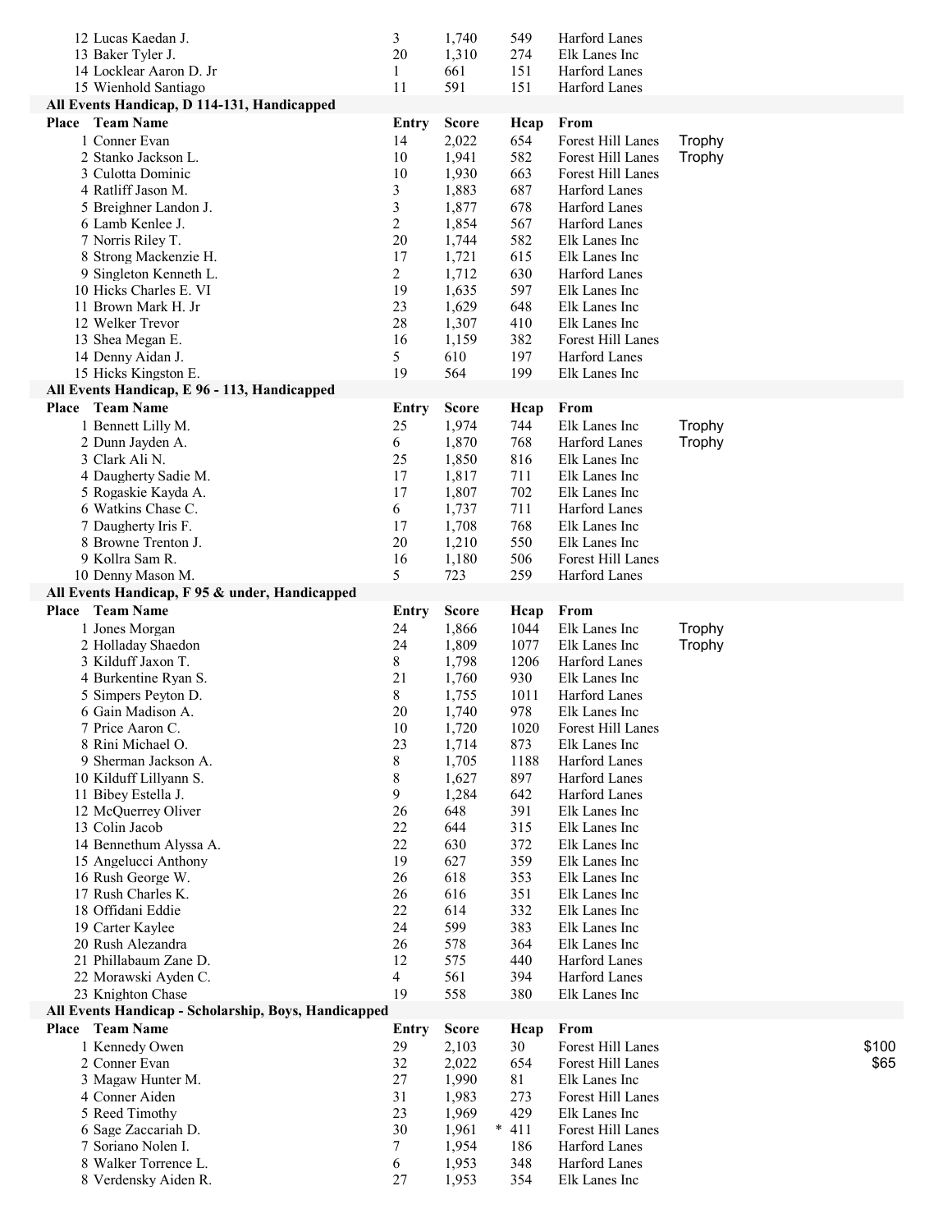| Place | Team Name | Entry | Score | Hcap | From | | |
|---|---|---|---|---|---|---|---|
| 12 | Lucas Kaedan J. | 3 | 1,740 | 549 | Harford Lanes | | |
| 13 | Baker Tyler J. | 20 | 1,310 | 274 | Elk Lanes Inc | | |
| 14 | Locklear Aaron D. Jr | 1 | 661 | 151 | Harford Lanes | | |
| 15 | Wienhold Santiago | 11 | 591 | 151 | Harford Lanes | | |

**All Events Handicap, D 114-131, Handicapped**

| Place | Team Name | Entry | Score | Hcap | From | | |
|---|---|---|---|---|---|---|---|
| 1 | Conner Evan | 14 | 2,022 | 654 | Forest Hill Lanes | Trophy | |
| 2 | Stanko Jackson L. | 10 | 1,941 | 582 | Forest Hill Lanes | Trophy | |
| 3 | Culotta Dominic | 10 | 1,930 | 663 | Forest Hill Lanes | | |
| 4 | Ratliff Jason M. | 3 | 1,883 | 687 | Harford Lanes | | |
| 5 | Breighner Landon J. | 3 | 1,877 | 678 | Harford Lanes | | |
| 6 | Lamb Kenlee J. | 2 | 1,854 | 567 | Harford Lanes | | |
| 7 | Norris Riley T. | 20 | 1,744 | 582 | Elk Lanes Inc | | |
| 8 | Strong Mackenzie H. | 17 | 1,721 | 615 | Elk Lanes Inc | | |
| 9 | Singleton Kenneth L. | 2 | 1,712 | 630 | Harford Lanes | | |
| 10 | Hicks Charles E. VI | 19 | 1,635 | 597 | Elk Lanes Inc | | |
| 11 | Brown Mark H. Jr | 23 | 1,629 | 648 | Elk Lanes Inc | | |
| 12 | Welker Trevor | 28 | 1,307 | 410 | Elk Lanes Inc | | |
| 13 | Shea Megan E. | 16 | 1,159 | 382 | Forest Hill Lanes | | |
| 14 | Denny Aidan J. | 5 | 610 | 197 | Harford Lanes | | |
| 15 | Hicks Kingston E. | 19 | 564 | 199 | Elk Lanes Inc | | |

**All Events Handicap, E 96 - 113, Handicapped**

| Place | Team Name | Entry | Score | Hcap | From | | |
|---|---|---|---|---|---|---|---|
| 1 | Bennett Lilly M. | 25 | 1,974 | 744 | Elk Lanes Inc | Trophy | |
| 2 | Dunn Jayden A. | 6 | 1,870 | 768 | Harford Lanes | Trophy | |
| 3 | Clark Ali N. | 25 | 1,850 | 816 | Elk Lanes Inc | | |
| 4 | Daugherty Sadie M. | 17 | 1,817 | 711 | Elk Lanes Inc | | |
| 5 | Rogaskie Kayda A. | 17 | 1,807 | 702 | Elk Lanes Inc | | |
| 6 | Watkins Chase C. | 6 | 1,737 | 711 | Harford Lanes | | |
| 7 | Daugherty Iris F. | 17 | 1,708 | 768 | Elk Lanes Inc | | |
| 8 | Browne Trenton J. | 20 | 1,210 | 550 | Elk Lanes Inc | | |
| 9 | Kollra Sam R. | 16 | 1,180 | 506 | Forest Hill Lanes | | |
| 10 | Denny Mason M. | 5 | 723 | 259 | Harford Lanes | | |

**All Events Handicap, F 95 & under, Handicapped**

| Place | Team Name | Entry | Score | Hcap | From | | |
|---|---|---|---|---|---|---|---|
| 1 | Jones Morgan | 24 | 1,866 | 1044 | Elk Lanes Inc | Trophy | |
| 2 | Holladay Shaedon | 24 | 1,809 | 1077 | Elk Lanes Inc | Trophy | |
| 3 | Kilduff Jaxon T. | 8 | 1,798 | 1206 | Harford Lanes | | |
| 4 | Burkentine Ryan S. | 21 | 1,760 | 930 | Elk Lanes Inc | | |
| 5 | Simpers Peyton D. | 8 | 1,755 | 1011 | Harford Lanes | | |
| 6 | Gain Madison A. | 20 | 1,740 | 978 | Elk Lanes Inc | | |
| 7 | Price Aaron C. | 10 | 1,720 | 1020 | Forest Hill Lanes | | |
| 8 | Rini Michael O. | 23 | 1,714 | 873 | Elk Lanes Inc | | |
| 9 | Sherman Jackson A. | 8 | 1,705 | 1188 | Harford Lanes | | |
| 10 | Kilduff Lillyann S. | 8 | 1,627 | 897 | Harford Lanes | | |
| 11 | Bibey Estella J. | 9 | 1,284 | 642 | Harford Lanes | | |
| 12 | McQuerrey Oliver | 26 | 648 | 391 | Elk Lanes Inc | | |
| 13 | Colin Jacob | 22 | 644 | 315 | Elk Lanes Inc | | |
| 14 | Bennethum Alyssa A. | 22 | 630 | 372 | Elk Lanes Inc | | |
| 15 | Angelucci Anthony | 19 | 627 | 359 | Elk Lanes Inc | | |
| 16 | Rush George W. | 26 | 618 | 353 | Elk Lanes Inc | | |
| 17 | Rush Charles K. | 26 | 616 | 351 | Elk Lanes Inc | | |
| 18 | Offidani Eddie | 22 | 614 | 332 | Elk Lanes Inc | | |
| 19 | Carter Kaylee | 24 | 599 | 383 | Elk Lanes Inc | | |
| 20 | Rush Alezandra | 26 | 578 | 364 | Elk Lanes Inc | | |
| 21 | Phillabaum Zane D. | 12 | 575 | 440 | Harford Lanes | | |
| 22 | Morawski Ayden C. | 4 | 561 | 394 | Harford Lanes | | |
| 23 | Knighton Chase | 19 | 558 | 380 | Elk Lanes Inc | | |

**All Events Handicap - Scholarship, Boys, Handicapped**

| Place | Team Name | Entry | Score | Hcap | From | | |
|---|---|---|---|---|---|---|---|
| 1 | Kennedy Owen | 29 | 2,103 | 30 | Forest Hill Lanes | | $100 |
| 2 | Conner Evan | 32 | 2,022 | 654 | Forest Hill Lanes | | $65 |
| 3 | Magaw Hunter M. | 27 | 1,990 | 81 | Elk Lanes Inc | | |
| 4 | Conner Aiden | 31 | 1,983 | 273 | Forest Hill Lanes | | |
| 5 | Reed Timothy | 23 | 1,969 | 429 | Elk Lanes Inc | | |
| 6 | Sage Zaccariah D. | 30 | 1,961 | * 411 | Forest Hill Lanes | | |
| 7 | Soriano Nolen I. | 7 | 1,954 | 186 | Harford Lanes | | |
| 8 | Walker Torrence L. | 6 | 1,953 | 348 | Harford Lanes | | |
| 8 | Verdensky Aiden R. | 27 | 1,953 | 354 | Elk Lanes Inc | | |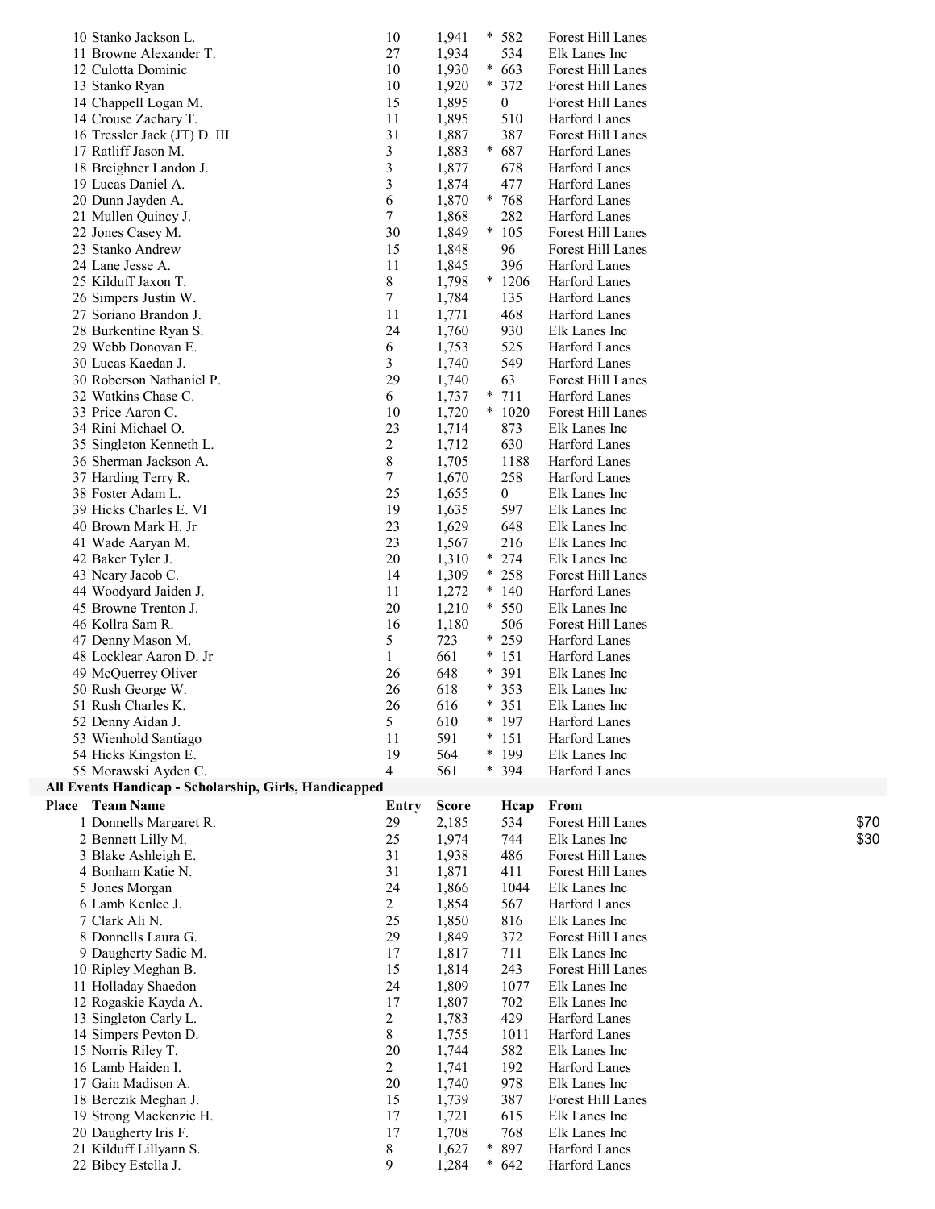| Place | Team Name | Entry | Score | Hcap | From | |
|---|---|---|---|---|---|---|
| 10 | Stanko Jackson L. | 10 | 1,941 | * 582 | Forest Hill Lanes | |
| 11 | Browne Alexander T. | 27 | 1,934 | 534 | Elk Lanes Inc | |
| 12 | Culotta Dominic | 10 | 1,930 | * 663 | Forest Hill Lanes | |
| 13 | Stanko Ryan | 10 | 1,920 | * 372 | Forest Hill Lanes | |
| 14 | Chappell Logan M. | 15 | 1,895 | 0 | Forest Hill Lanes | |
| 14 | Crouse Zachary T. | 11 | 1,895 | 510 | Harford Lanes | |
| 16 | Tressler Jack (JT) D. III | 31 | 1,887 | 387 | Forest Hill Lanes | |
| 17 | Ratliff Jason M. | 3 | 1,883 | * 687 | Harford Lanes | |
| 18 | Breighner Landon J. | 3 | 1,877 | 678 | Harford Lanes | |
| 19 | Lucas Daniel A. | 3 | 1,874 | 477 | Harford Lanes | |
| 20 | Dunn Jayden A. | 6 | 1,870 | * 768 | Harford Lanes | |
| 21 | Mullen Quincy J. | 7 | 1,868 | 282 | Harford Lanes | |
| 22 | Jones Casey M. | 30 | 1,849 | * 105 | Forest Hill Lanes | |
| 23 | Stanko Andrew | 15 | 1,848 | 96 | Forest Hill Lanes | |
| 24 | Lane Jesse A. | 11 | 1,845 | 396 | Harford Lanes | |
| 25 | Kilduff Jaxon T. | 8 | 1,798 | * 1206 | Harford Lanes | |
| 26 | Simpers Justin W. | 7 | 1,784 | 135 | Harford Lanes | |
| 27 | Soriano Brandon J. | 11 | 1,771 | 468 | Harford Lanes | |
| 28 | Burkentine Ryan S. | 24 | 1,760 | 930 | Elk Lanes Inc | |
| 29 | Webb Donovan E. | 6 | 1,753 | 525 | Harford Lanes | |
| 30 | Lucas Kaedan J. | 3 | 1,740 | 549 | Harford Lanes | |
| 30 | Roberson Nathaniel P. | 29 | 1,740 | 63 | Forest Hill Lanes | |
| 32 | Watkins Chase C. | 6 | 1,737 | * 711 | Harford Lanes | |
| 33 | Price Aaron C. | 10 | 1,720 | * 1020 | Forest Hill Lanes | |
| 34 | Rini Michael O. | 23 | 1,714 | 873 | Elk Lanes Inc | |
| 35 | Singleton Kenneth L. | 2 | 1,712 | 630 | Harford Lanes | |
| 36 | Sherman Jackson A. | 8 | 1,705 | 1188 | Harford Lanes | |
| 37 | Harding Terry R. | 7 | 1,670 | 258 | Harford Lanes | |
| 38 | Foster Adam L. | 25 | 1,655 | 0 | Elk Lanes Inc | |
| 39 | Hicks Charles E. VI | 19 | 1,635 | 597 | Elk Lanes Inc | |
| 40 | Brown Mark H. Jr | 23 | 1,629 | 648 | Elk Lanes Inc | |
| 41 | Wade Aaryan M. | 23 | 1,567 | 216 | Elk Lanes Inc | |
| 42 | Baker Tyler J. | 20 | 1,310 | * 274 | Elk Lanes Inc | |
| 43 | Neary Jacob C. | 14 | 1,309 | * 258 | Forest Hill Lanes | |
| 44 | Woodyard Jaiden J. | 11 | 1,272 | * 140 | Harford Lanes | |
| 45 | Browne Trenton J. | 20 | 1,210 | * 550 | Elk Lanes Inc | |
| 46 | Kollra Sam R. | 16 | 1,180 | 506 | Forest Hill Lanes | |
| 47 | Denny Mason M. | 5 | 723 | * 259 | Harford Lanes | |
| 48 | Locklear Aaron D. Jr | 1 | 661 | * 151 | Harford Lanes | |
| 49 | McQuerrey Oliver | 26 | 648 | * 391 | Elk Lanes Inc | |
| 50 | Rush George W. | 26 | 618 | * 353 | Elk Lanes Inc | |
| 51 | Rush Charles K. | 26 | 616 | * 351 | Elk Lanes Inc | |
| 52 | Denny Aidan J. | 5 | 610 | * 197 | Harford Lanes | |
| 53 | Wienhold Santiago | 11 | 591 | * 151 | Harford Lanes | |
| 54 | Hicks Kingston E. | 19 | 564 | * 199 | Elk Lanes Inc | |
| 55 | Morawski Ayden C. | 4 | 561 | * 394 | Harford Lanes | |

**All Events Handicap - Scholarship, Girls, Handicapped**

| Place | Team Name | Entry | Score | Hcap | From | |
|---|---|---|---|---|---|---|
| 1 | Donnells Margaret R. | 29 | 2,185 | 534 | Forest Hill Lanes | $70 |
| 2 | Bennett Lilly M. | 25 | 1,974 | 744 | Elk Lanes Inc | $30 |
| 3 | Blake Ashleigh E. | 31 | 1,938 | 486 | Forest Hill Lanes | |
| 4 | Bonham Katie N. | 31 | 1,871 | 411 | Forest Hill Lanes | |
| 5 | Jones Morgan | 24 | 1,866 | 1044 | Elk Lanes Inc | |
| 6 | Lamb Kenlee J. | 2 | 1,854 | 567 | Harford Lanes | |
| 7 | Clark Ali N. | 25 | 1,850 | 816 | Elk Lanes Inc | |
| 8 | Donnells Laura G. | 29 | 1,849 | 372 | Forest Hill Lanes | |
| 9 | Daugherty Sadie M. | 17 | 1,817 | 711 | Elk Lanes Inc | |
| 10 | Ripley Meghan B. | 15 | 1,814 | 243 | Forest Hill Lanes | |
| 11 | Holladay Shaedon | 24 | 1,809 | 1077 | Elk Lanes Inc | |
| 12 | Rogaskie Kayda A. | 17 | 1,807 | 702 | Elk Lanes Inc | |
| 13 | Singleton Carly L. | 2 | 1,783 | 429 | Harford Lanes | |
| 14 | Simpers Peyton D. | 8 | 1,755 | 1011 | Harford Lanes | |
| 15 | Norris Riley T. | 20 | 1,744 | 582 | Elk Lanes Inc | |
| 16 | Lamb Haiden I. | 2 | 1,741 | 192 | Harford Lanes | |
| 17 | Gain Madison A. | 20 | 1,740 | 978 | Elk Lanes Inc | |
| 18 | Berczik Meghan J. | 15 | 1,739 | 387 | Forest Hill Lanes | |
| 19 | Strong Mackenzie H. | 17 | 1,721 | 615 | Elk Lanes Inc | |
| 20 | Daugherty Iris F. | 17 | 1,708 | 768 | Elk Lanes Inc | |
| 21 | Kilduff Lillyann S. | 8 | 1,627 | * 897 | Harford Lanes | |
| 22 | Bibey Estella J. | 9 | 1,284 | * 642 | Harford Lanes | |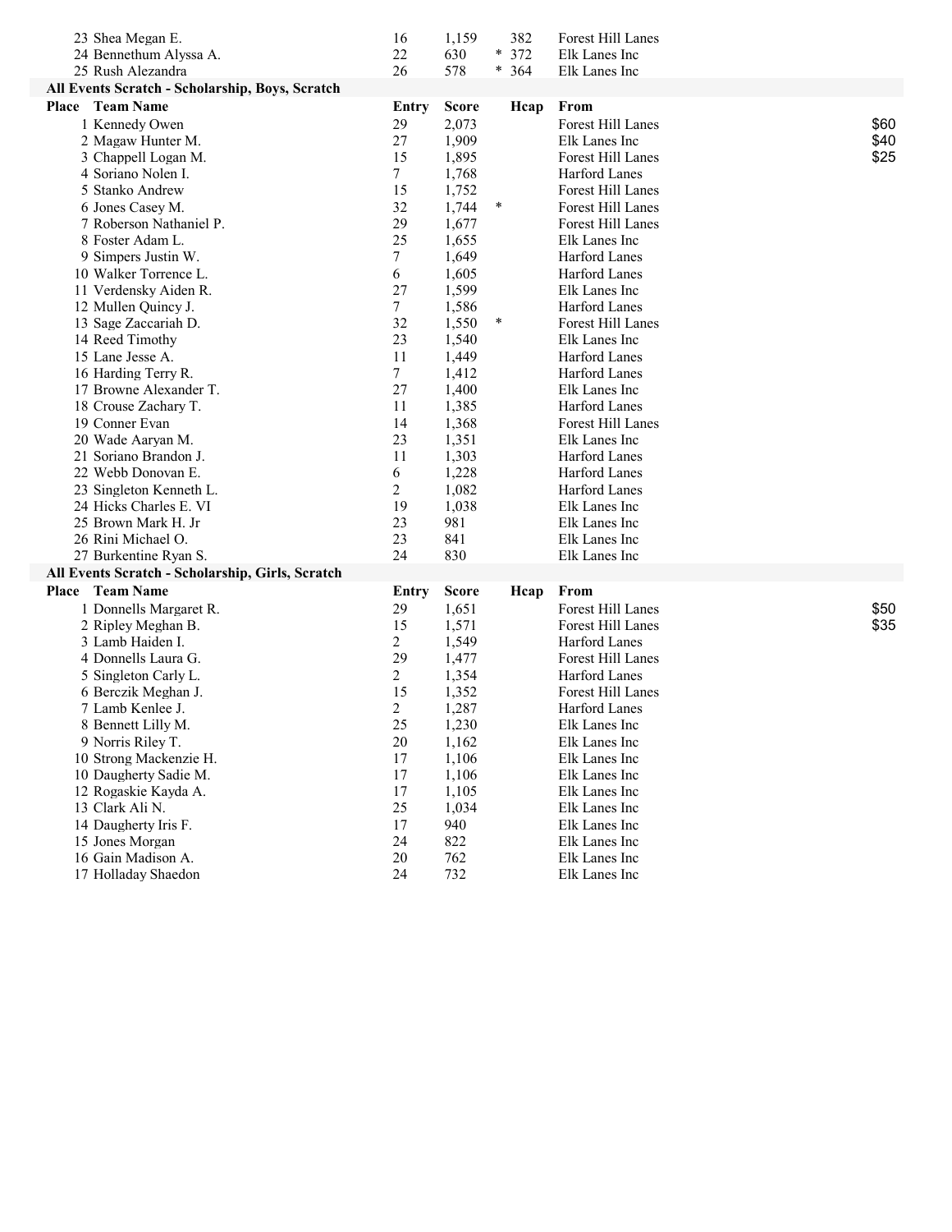| Place | Team Name | Entry | Score | Hcap | From | |
|---|---|---|---|---|---|---|
| 23 | Shea Megan E. | 16 | 1,159 | 382 | Forest Hill Lanes | |
| 24 | Bennethum Alyssa A. | 22 | 630 | * 372 | Elk Lanes Inc | |
| 25 | Rush Alezandra | 26 | 578 | * 364 | Elk Lanes Inc | |

**All Events Scratch - Scholarship, Boys, Scratch**

| Place | Team Name | Entry | Score | Hcap | From | |
|---|---|---|---|---|---|---|
| 1 | Kennedy Owen | 29 | 2,073 | | Forest Hill Lanes | $60 |
| 2 | Magaw Hunter M. | 27 | 1,909 | | Elk Lanes Inc | $40 |
| 3 | Chappell Logan M. | 15 | 1,895 | | Forest Hill Lanes | $25 |
| 4 | Soriano Nolen I. | 7 | 1,768 | | Harford Lanes | |
| 5 | Stanko Andrew | 15 | 1,752 | | Forest Hill Lanes | |
| 6 | Jones Casey M. | 32 | 1,744 | * | Forest Hill Lanes | |
| 7 | Roberson Nathaniel P. | 29 | 1,677 | | Forest Hill Lanes | |
| 8 | Foster Adam L. | 25 | 1,655 | | Elk Lanes Inc | |
| 9 | Simpers Justin W. | 7 | 1,649 | | Harford Lanes | |
| 10 | Walker Torrence L. | 6 | 1,605 | | Harford Lanes | |
| 11 | Verdensky Aiden R. | 27 | 1,599 | | Elk Lanes Inc | |
| 12 | Mullen Quincy J. | 7 | 1,586 | | Harford Lanes | |
| 13 | Sage Zaccariah D. | 32 | 1,550 | * | Forest Hill Lanes | |
| 14 | Reed Timothy | 23 | 1,540 | | Elk Lanes Inc | |
| 15 | Lane Jesse A. | 11 | 1,449 | | Harford Lanes | |
| 16 | Harding Terry R. | 7 | 1,412 | | Harford Lanes | |
| 17 | Browne Alexander T. | 27 | 1,400 | | Elk Lanes Inc | |
| 18 | Crouse Zachary T. | 11 | 1,385 | | Harford Lanes | |
| 19 | Conner Evan | 14 | 1,368 | | Forest Hill Lanes | |
| 20 | Wade Aaryan M. | 23 | 1,351 | | Elk Lanes Inc | |
| 21 | Soriano Brandon J. | 11 | 1,303 | | Harford Lanes | |
| 22 | Webb Donovan E. | 6 | 1,228 | | Harford Lanes | |
| 23 | Singleton Kenneth L. | 2 | 1,082 | | Harford Lanes | |
| 24 | Hicks Charles E. VI | 19 | 1,038 | | Elk Lanes Inc | |
| 25 | Brown Mark H. Jr | 23 | 981 | | Elk Lanes Inc | |
| 26 | Rini Michael O. | 23 | 841 | | Elk Lanes Inc | |
| 27 | Burkentine Ryan S. | 24 | 830 | | Elk Lanes Inc | |

**All Events Scratch - Scholarship, Girls, Scratch**

| Place | Team Name | Entry | Score | Hcap | From | |
|---|---|---|---|---|---|---|
| 1 | Donnells Margaret R. | 29 | 1,651 | | Forest Hill Lanes | $50 |
| 2 | Ripley Meghan B. | 15 | 1,571 | | Forest Hill Lanes | $35 |
| 3 | Lamb Haiden I. | 2 | 1,549 | | Harford Lanes | |
| 4 | Donnells Laura G. | 29 | 1,477 | | Forest Hill Lanes | |
| 5 | Singleton Carly L. | 2 | 1,354 | | Harford Lanes | |
| 6 | Berczik Meghan J. | 15 | 1,352 | | Forest Hill Lanes | |
| 7 | Lamb Kenlee J. | 2 | 1,287 | | Harford Lanes | |
| 8 | Bennett Lilly M. | 25 | 1,230 | | Elk Lanes Inc | |
| 9 | Norris Riley T. | 20 | 1,162 | | Elk Lanes Inc | |
| 10 | Strong Mackenzie H. | 17 | 1,106 | | Elk Lanes Inc | |
| 10 | Daugherty Sadie M. | 17 | 1,106 | | Elk Lanes Inc | |
| 12 | Rogaskie Kayda A. | 17 | 1,105 | | Elk Lanes Inc | |
| 13 | Clark Ali N. | 25 | 1,034 | | Elk Lanes Inc | |
| 14 | Daugherty Iris F. | 17 | 940 | | Elk Lanes Inc | |
| 15 | Jones Morgan | 24 | 822 | | Elk Lanes Inc | |
| 16 | Gain Madison A. | 20 | 762 | | Elk Lanes Inc | |
| 17 | Holladay Shaedon | 24 | 732 | | Elk Lanes Inc | |